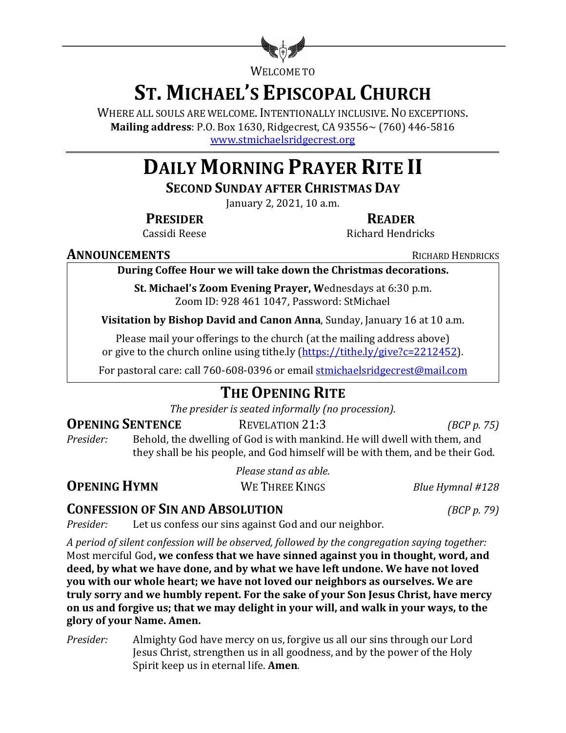WELCOME TO

# ST. MICHAEL'S EPISCOPAL CHURCH

WHERE ALL SOULS ARE WELCOME. INTENTIONALLY INCLUSIVE. NO EXCEPTIONS.
**Mailing address**: P.O. Box 1630, Ridgecrest, CA 93556~ (760) 446-5816
www.stmichaelsridgecrest.org

# DAILY MORNING PRAYER RITE II

## SECOND SUNDAY AFTER CHRISTMAS DAY

January 2, 2021, 10 a.m.

**PRESIDER**
Cassidi Reese

**READER**
Richard Hendricks

### ANNOUNCEMENTS — RICHARD HENDRICKS

**During Coffee Hour we will take down the Christmas decorations.**

**St. Michael's Zoom Evening Prayer, W**ednesdays at 6:30 p.m.
Zoom ID: 928 461 1047, Password: StMichael

**Visitation by Bishop David and Canon Anna**, Sunday, January 16 at 10 a.m.

Please mail your offerings to the church (at the mailing address above) or give to the church online using tithe.ly (https://tithe.ly/give?c=2212452).

For pastoral care: call 760-608-0396 or email stmichaelsridgecrest@mail.com

## THE OPENING RITE

*The presider is seated informally (no procession).*

### OPENING SENTENCE — REVELATION 21:3 — *(BCP p. 75)*

*Presider:* Behold, the dwelling of God is with mankind. He will dwell with them, and they shall be his people, and God himself will be with them, and be their God.

*Please stand as able.*

### OPENING HYMN — WE THREE KINGS — *Blue Hymnal #128*

### CONFESSION OF SIN AND ABSOLUTION — *(BCP p. 79)*

*Presider:* Let us confess our sins against God and our neighbor.

*A period of silent confession will be observed, followed by the congregation saying together:*
Most merciful God**, we confess that we have sinned against you in thought, word, and deed, by what we have done, and by what we have left undone. We have not loved you with our whole heart; we have not loved our neighbors as ourselves. We are truly sorry and we humbly repent. For the sake of your Son Jesus Christ, have mercy on us and forgive us; that we may delight in your will, and walk in your ways, to the glory of your Name. Amen.**

*Presider:* Almighty God have mercy on us, forgive us all our sins through our Lord Jesus Christ, strengthen us in all goodness, and by the power of the Holy Spirit keep us in eternal life. **Amen**.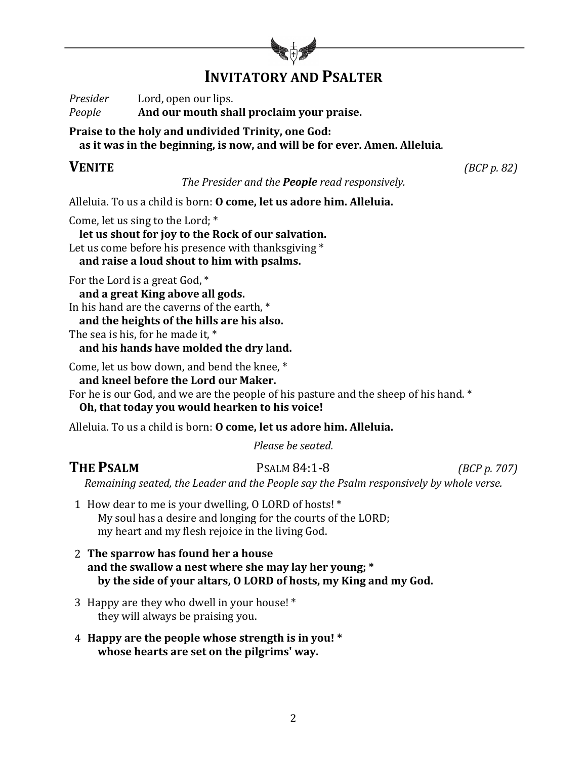## Invitatory and Psalter

*Presider* Lord, open our lips.
*People* **And our mouth shall proclaim your praise.**

**Praise to the holy and undivided Trinity, one God:**
**as it was in the beginning, is now, and will be for ever. Amen. Alleluia**.

### Venite

*(BCP p. 82)*

*The Presider and the **People** read responsively.*

Alleluia. To us a child is born: **O come, let us adore him. Alleluia.**

Come, let us sing to the Lord; *
**let us shout for joy to the Rock of our salvation.**
Let us come before his presence with thanksgiving *
**and raise a loud shout to him with psalms.**

For the Lord is a great God, *
**and a great King above all gods.**
In his hand are the caverns of the earth, *
**and the heights of the hills are his also.**
The sea is his, for he made it, *
**and his hands have molded the dry land.**

Come, let us bow down, and bend the knee, *
**and kneel before the Lord our Maker.**
For he is our God, and we are the people of his pasture and the sheep of his hand. *
**Oh, that today you would hearken to his voice!**

Alleluia. To us a child is born: **O come, let us adore him. Alleluia.**

*Please be seated.*

### The Psalm

Psalm 84:1-8 *(BCP p. 707)*

*Remaining seated, the Leader and the People say the Psalm responsively by whole verse.*

1 How dear to me is your dwelling, O LORD of hosts! *
My soul has a desire and longing for the courts of the LORD;
my heart and my flesh rejoice in the living God.

2 **The sparrow has found her a house**
**and the swallow a nest where she may lay her young; ***
**by the side of your altars, O LORD of hosts, my King and my God.**

3 Happy are they who dwell in your house! *
they will always be praising you.

4 **Happy are the people whose strength is in you! ***
**whose hearts are set on the pilgrims' way.**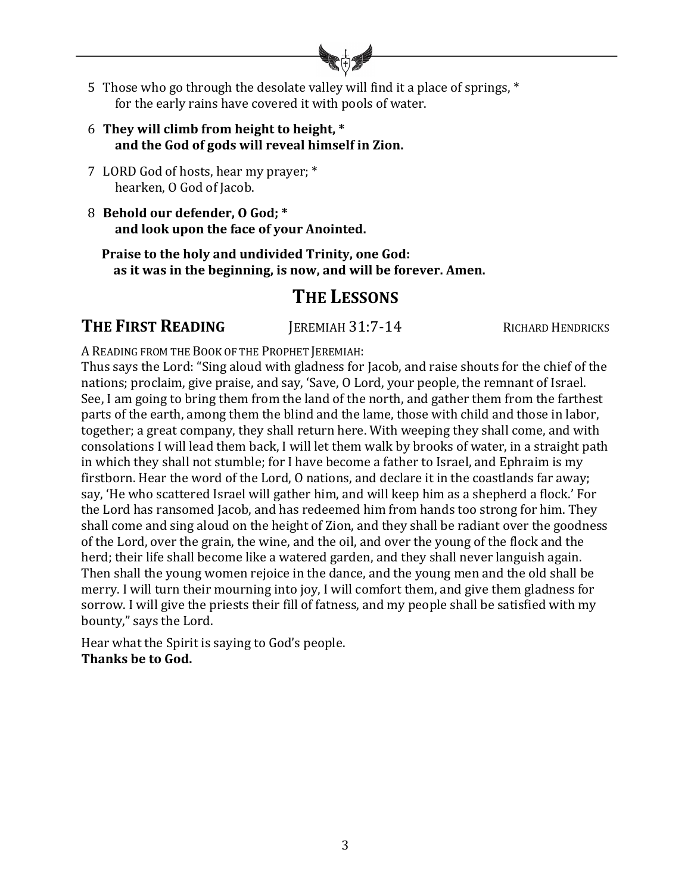5 Those who go through the desolate valley will find it a place of springs, *
for the early rains have covered it with pools of water.

6 **They will climb from height to height, *
and the God of gods will reveal himself in Zion.**

7 LORD God of hosts, hear my prayer; *
hearken, O God of Jacob.

8 **Behold our defender, O God; *
and look upon the face of your Anointed.**

**Praise to the holy and undivided Trinity, one God:
as it was in the beginning, is now, and will be forever. Amen.**

# THE LESSONS

## THE FIRST READING — JEREMIAH 31:7-14 — RICHARD HENDRICKS

A READING FROM THE BOOK OF THE PROPHET JEREMIAH:
Thus says the Lord: "Sing aloud with gladness for Jacob, and raise shouts for the chief of the nations; proclaim, give praise, and say, 'Save, O Lord, your people, the remnant of Israel. See, I am going to bring them from the land of the north, and gather them from the farthest parts of the earth, among them the blind and the lame, those with child and those in labor, together; a great company, they shall return here. With weeping they shall come, and with consolations I will lead them back, I will let them walk by brooks of water, in a straight path in which they shall not stumble; for I have become a father to Israel, and Ephraim is my firstborn. Hear the word of the Lord, O nations, and declare it in the coastlands far away; say, 'He who scattered Israel will gather him, and will keep him as a shepherd a flock.' For the Lord has ransomed Jacob, and has redeemed him from hands too strong for him. They shall come and sing aloud on the height of Zion, and they shall be radiant over the goodness of the Lord, over the grain, the wine, and the oil, and over the young of the flock and the herd; their life shall become like a watered garden, and they shall never languish again. Then shall the young women rejoice in the dance, and the young men and the old shall be merry. I will turn their mourning into joy, I will comfort them, and give them gladness for sorrow. I will give the priests their fill of fatness, and my people shall be satisfied with my bounty," says the Lord.

Hear what the Spirit is saying to God's people.
**Thanks be to God.**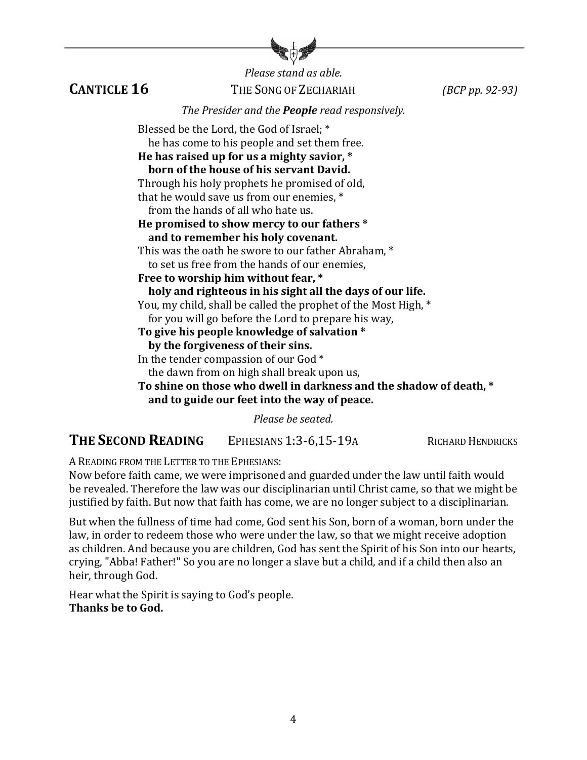*Please stand as able.*

## CANTICLE 16 THE SONG OF ZECHARIAH *(BCP pp. 92-93)*

*The Presider and the **People** read responsively.*

Blessed be the Lord, the God of Israel; *
   he has come to his people and set them free.
**He has raised up for us a mighty savior, ***
   **born of the house of his servant David.**
Through his holy prophets he promised of old,
that he would save us from our enemies, *
   from the hands of all who hate us.
**He promised to show mercy to our fathers ***
   **and to remember his holy covenant.**
This was the oath he swore to our father Abraham, *
   to set us free from the hands of our enemies,
**Free to worship him without fear, ***
   **holy and righteous in his sight all the days of our life.**
You, my child, shall be called the prophet of the Most High, *
   for you will go before the Lord to prepare his way,
**To give his people knowledge of salvation ***
   **by the forgiveness of their sins.**
In the tender compassion of our God *
   the dawn from on high shall break upon us,
**To shine on those who dwell in darkness and the shadow of death, ***
   **and to guide our feet into the way of peace.**

*Please be seated.*

## THE SECOND READING EPHESIANS 1:3-6,15-19A RICHARD HENDRICKS

A READING FROM THE LETTER TO THE EPHESIANS:
Now before faith came, we were imprisoned and guarded under the law until faith would be revealed. Therefore the law was our disciplinarian until Christ came, so that we might be justified by faith. But now that faith has come, we are no longer subject to a disciplinarian.

But when the fullness of time had come, God sent his Son, born of a woman, born under the law, in order to redeem those who were under the law, so that we might receive adoption as children. And because you are children, God has sent the Spirit of his Son into our hearts, crying, "Abba! Father!" So you are no longer a slave but a child, and if a child then also an heir, through God.

Hear what the Spirit is saying to God's people.
**Thanks be to God.**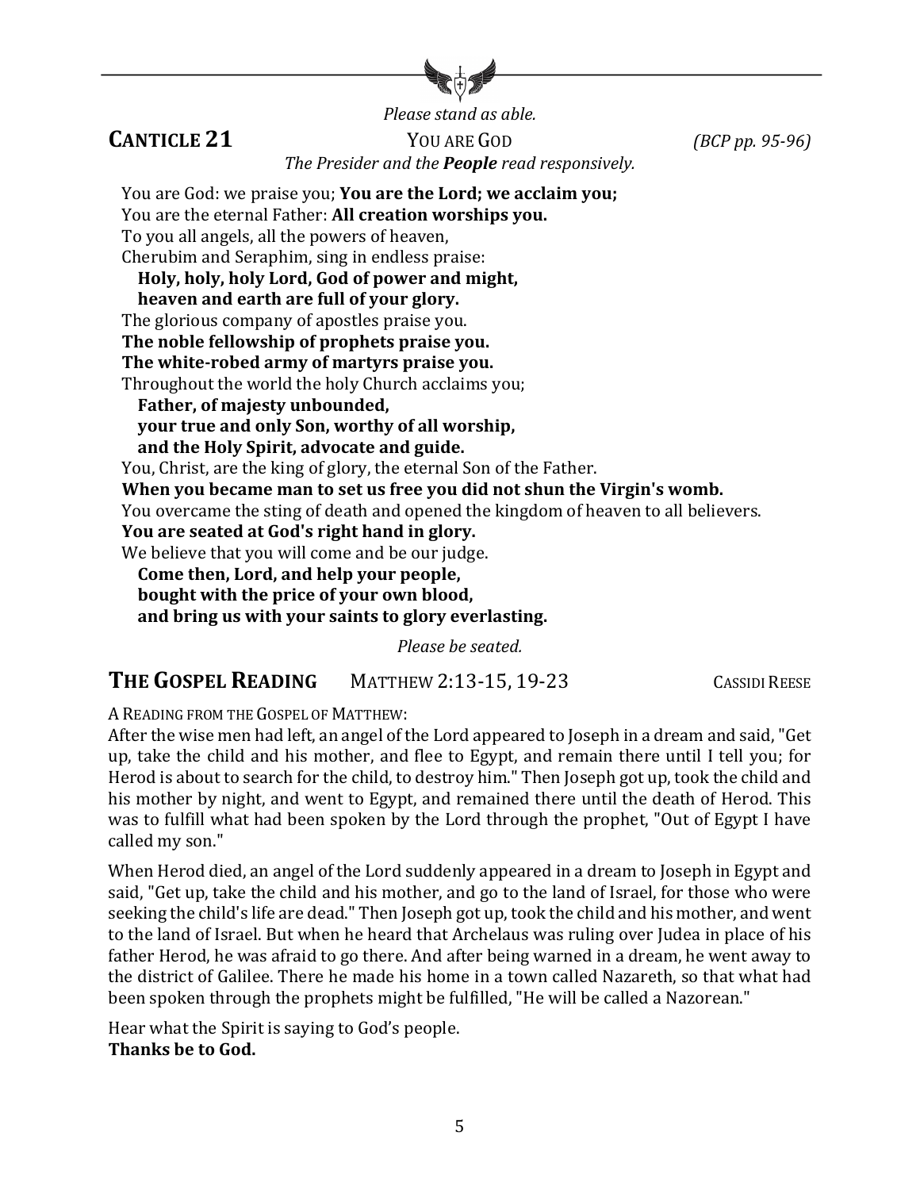*Please stand as able.*

## CANTICLE 21 — YOU ARE GOD *(BCP pp. 95-96)*

*The Presider and the **People** read responsively.*

You are God: we praise you; **You are the Lord; we acclaim you;**
You are the eternal Father: **All creation worships you.**
To you all angels, all the powers of heaven,
Cherubim and Seraphim, sing in endless praise:
**Holy, holy, holy Lord, God of power and might,**
**heaven and earth are full of your glory.**
The glorious company of apostles praise you.
**The noble fellowship of prophets praise you.**
**The white-robed army of martyrs praise you.**
Throughout the world the holy Church acclaims you;
**Father, of majesty unbounded,**
**your true and only Son, worthy of all worship,**
**and the Holy Spirit, advocate and guide.**
You, Christ, are the king of glory, the eternal Son of the Father.
**When you became man to set us free you did not shun the Virgin's womb.**
You overcame the sting of death and opened the kingdom of heaven to all believers.
**You are seated at God's right hand in glory.**
We believe that you will come and be our judge.
**Come then, Lord, and help your people,**
**bought with the price of your own blood,**
**and bring us with your saints to glory everlasting.**

*Please be seated.*

## THE GOSPEL READING — MATTHEW 2:13-15, 19-23 — CASSIDI REESE

A READING FROM THE GOSPEL OF MATTHEW:
After the wise men had left, an angel of the Lord appeared to Joseph in a dream and said, "Get up, take the child and his mother, and flee to Egypt, and remain there until I tell you; for Herod is about to search for the child, to destroy him." Then Joseph got up, took the child and his mother by night, and went to Egypt, and remained there until the death of Herod. This was to fulfill what had been spoken by the Lord through the prophet, "Out of Egypt I have called my son."

When Herod died, an angel of the Lord suddenly appeared in a dream to Joseph in Egypt and said, "Get up, take the child and his mother, and go to the land of Israel, for those who were seeking the child's life are dead." Then Joseph got up, took the child and his mother, and went to the land of Israel. But when he heard that Archelaus was ruling over Judea in place of his father Herod, he was afraid to go there. And after being warned in a dream, he went away to the district of Galilee. There he made his home in a town called Nazareth, so that what had been spoken through the prophets might be fulfilled, "He will be called a Nazorean."

Hear what the Spirit is saying to God's people.
**Thanks be to God.**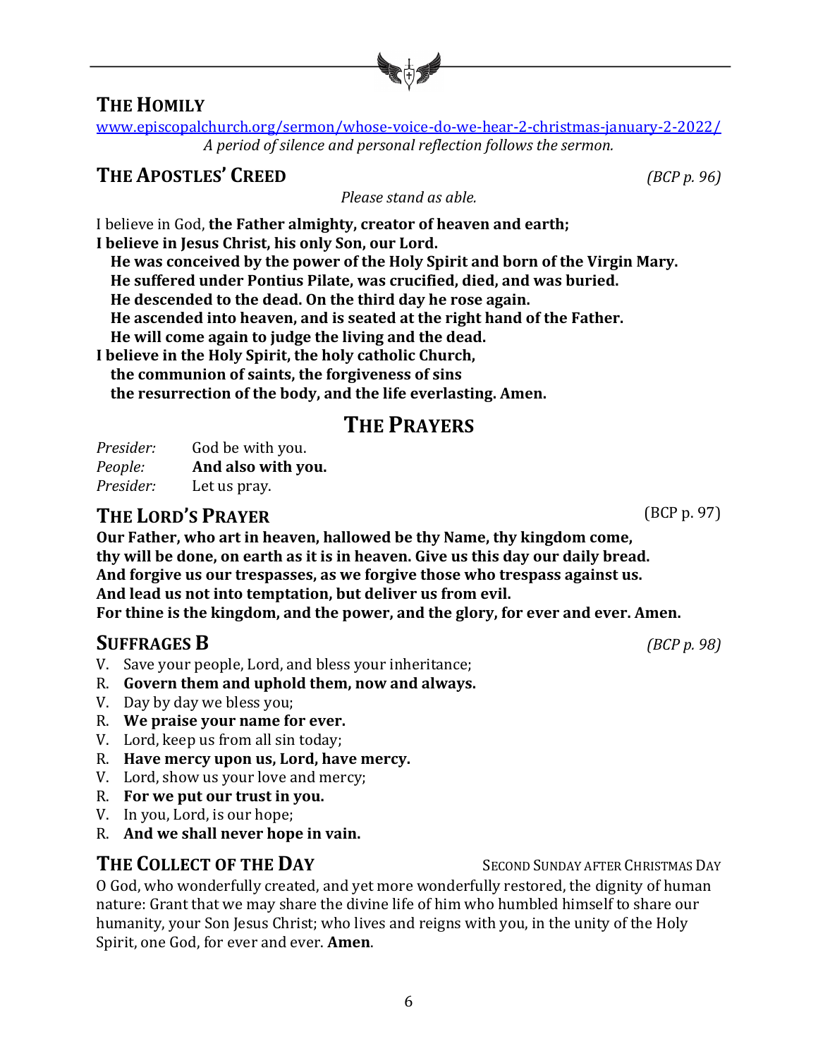## THE HOMILY

www.episcopalchurch.org/sermon/whose-voice-do-we-hear-2-christmas-january-2-2022/

*A period of silence and personal reflection follows the sermon.*

## THE APOSTLES' CREED *(BCP p. 96)*

*Please stand as able.*

I believe in God, **the Father almighty, creator of heaven and earth;**
**I believe in Jesus Christ, his only Son, our Lord.**
**He was conceived by the power of the Holy Spirit and born of the Virgin Mary.**
**He suffered under Pontius Pilate, was crucified, died, and was buried.**
**He descended to the dead. On the third day he rose again.**
**He ascended into heaven, and is seated at the right hand of the Father.**
**He will come again to judge the living and the dead.**
**I believe in the Holy Spirit, the holy catholic Church,**
**the communion of saints, the forgiveness of sins**
**the resurrection of the body, and the life everlasting. Amen.**

# THE PRAYERS

*Presider:* God be with you.
*People:* **And also with you.**
*Presider:* Let us pray.

## THE LORD'S PRAYER (BCP p. 97)

**Our Father, who art in heaven, hallowed be thy Name, thy kingdom come,**
**thy will be done, on earth as it is in heaven. Give us this day our daily bread.**
**And forgive us our trespasses, as we forgive those who trespass against us.**
**And lead us not into temptation, but deliver us from evil.**
**For thine is the kingdom, and the power, and the glory, for ever and ever. Amen.**

## SUFFRAGES B *(BCP p. 98)*

V. Save your people, Lord, and bless your inheritance;
R. **Govern them and uphold them, now and always.**
V. Day by day we bless you;
R. **We praise your name for ever.**
V. Lord, keep us from all sin today;
R. **Have mercy upon us, Lord, have mercy.**
V. Lord, show us your love and mercy;
R. **For we put our trust in you.**
V. In you, Lord, is our hope;
R. **And we shall never hope in vain.**

## THE COLLECT OF THE DAY — SECOND SUNDAY AFTER CHRISTMAS DAY

O God, who wonderfully created, and yet more wonderfully restored, the dignity of human nature: Grant that we may share the divine life of him who humbled himself to share our humanity, your Son Jesus Christ; who lives and reigns with you, in the unity of the Holy Spirit, one God, for ever and ever. **Amen**.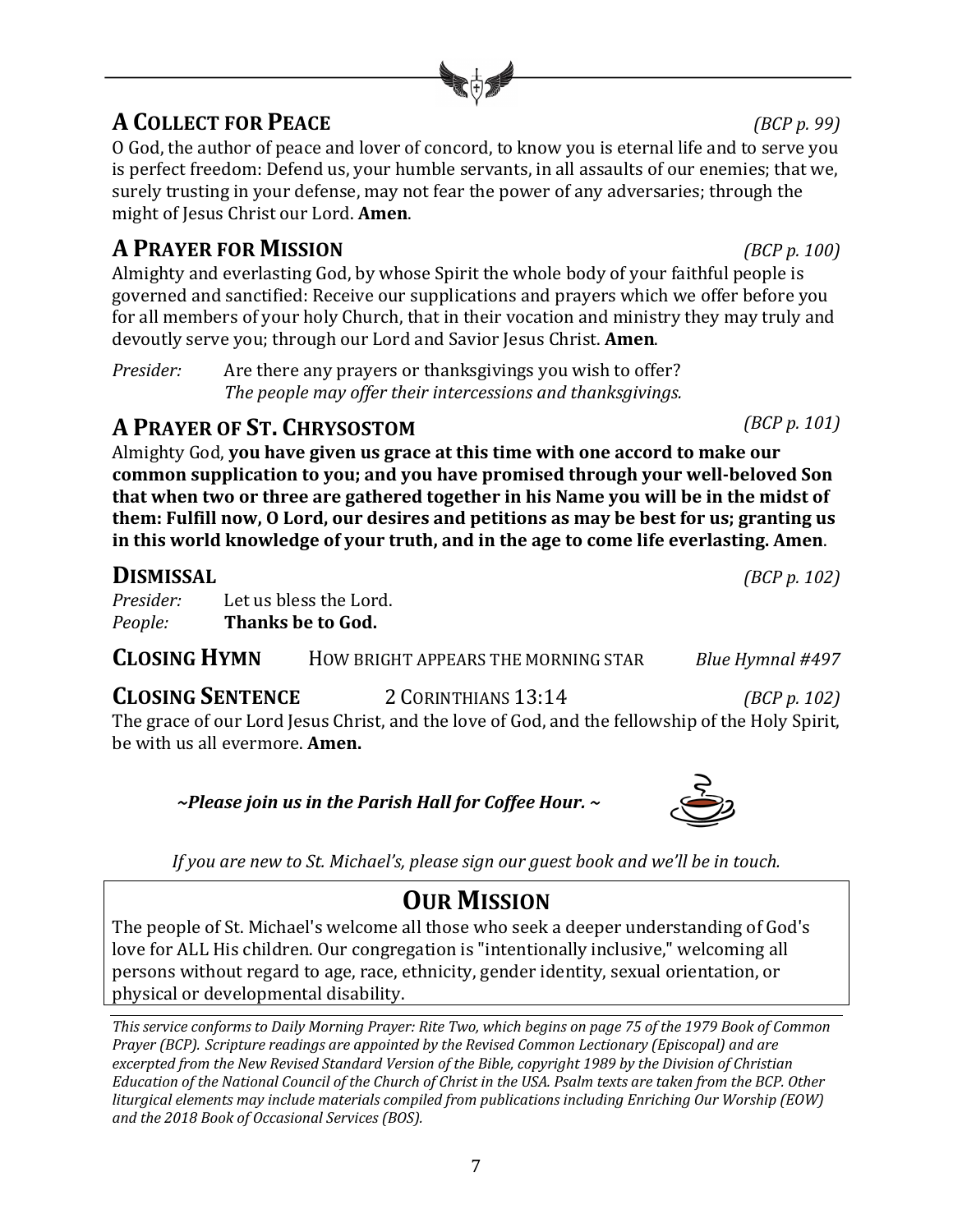## A COLLECT FOR PEACE *(BCP p. 99)*

O God, the author of peace and lover of concord, to know you is eternal life and to serve you is perfect freedom: Defend us, your humble servants, in all assaults of our enemies; that we, surely trusting in your defense, may not fear the power of any adversaries; through the might of Jesus Christ our Lord. **Amen**.

## A PRAYER FOR MISSION *(BCP p. 100)*

Almighty and everlasting God, by whose Spirit the whole body of your faithful people is governed and sanctified: Receive our supplications and prayers which we offer before you for all members of your holy Church, that in their vocation and ministry they may truly and devoutly serve you; through our Lord and Savior Jesus Christ. **Amen**.

*Presider:* Are there any prayers or thanksgivings you wish to offer?
*The people may offer their intercessions and thanksgivings.*

## A PRAYER OF ST. CHRYSOSTOM *(BCP p. 101)*

Almighty God, **you have given us grace at this time with one accord to make our common supplication to you; and you have promised through your well-beloved Son that when two or three are gathered together in his Name you will be in the midst of them: Fulfill now, O Lord, our desires and petitions as may be best for us; granting us in this world knowledge of your truth, and in the age to come life everlasting. Amen**.

## DISMISSAL *(BCP p. 102)*

*Presider:* Let us bless the Lord.
*People:* **Thanks be to God.**

## CLOSING HYMN — HOW BRIGHT APPEARS THE MORNING STAR — *Blue Hymnal #497*

## CLOSING SENTENCE — 2 CORINTHIANS 13:14 — *(BCP p. 102)*

The grace of our Lord Jesus Christ, and the love of God, and the fellowship of the Holy Spirit, be with us all evermore. **Amen.**

***~Please join us in the Parish Hall for Coffee Hour. ~***

*If you are new to St. Michael's, please sign our guest book and we'll be in touch.*

## OUR MISSION

The people of St. Michael's welcome all those who seek a deeper understanding of God's love for ALL His children. Our congregation is "intentionally inclusive," welcoming all persons without regard to age, race, ethnicity, gender identity, sexual orientation, or physical or developmental disability.

*This service conforms to Daily Morning Prayer: Rite Two, which begins on page 75 of the 1979 Book of Common Prayer (BCP). Scripture readings are appointed by the Revised Common Lectionary (Episcopal) and are excerpted from the New Revised Standard Version of the Bible, copyright 1989 by the Division of Christian Education of the National Council of the Church of Christ in the USA. Psalm texts are taken from the BCP. Other liturgical elements may include materials compiled from publications including Enriching Our Worship (EOW) and the 2018 Book of Occasional Services (BOS).*